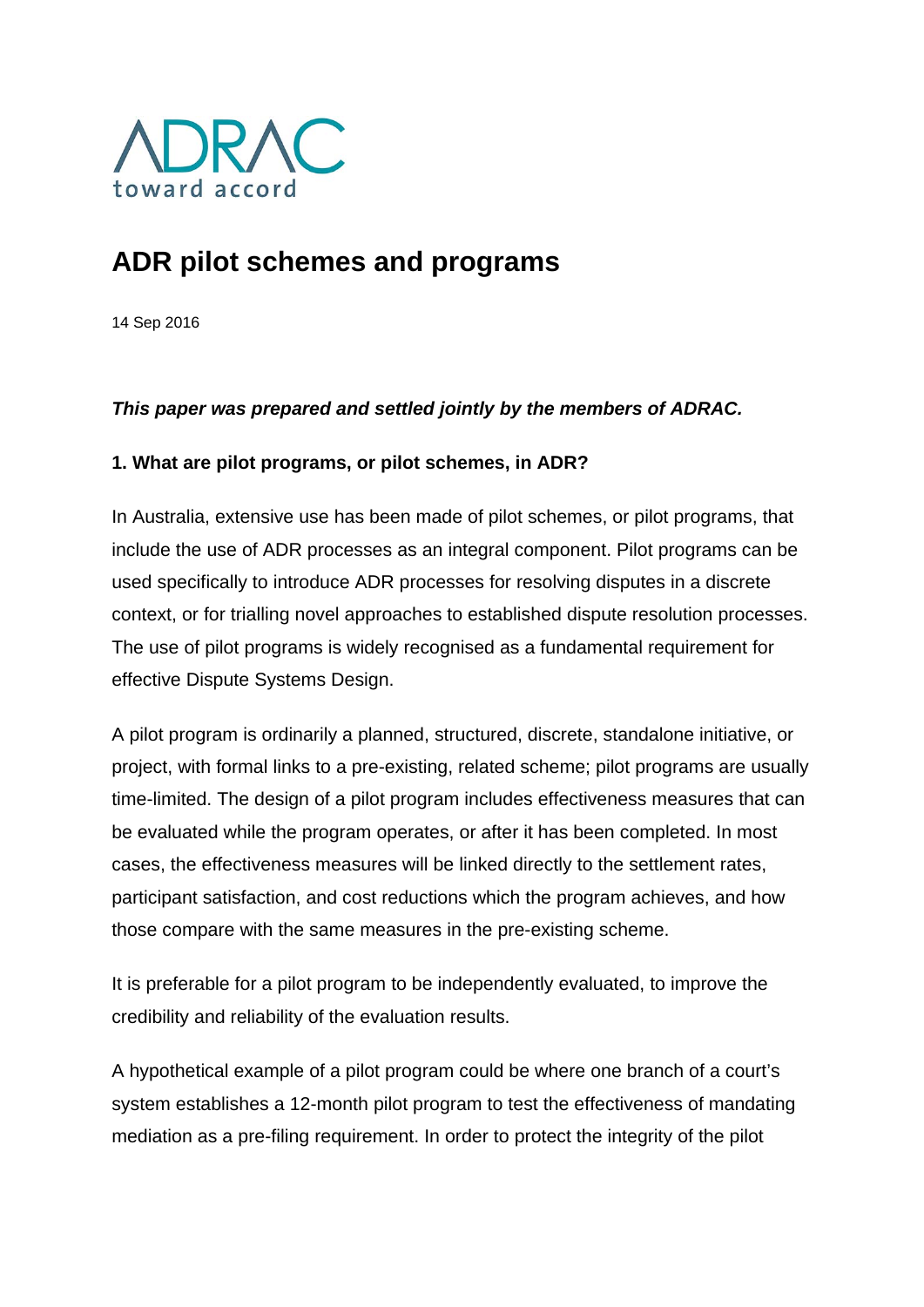ADRAC
toward accord

# ADR pilot schemes and programs

14 Sep 2016

***This paper was prepared and settled jointly by the members of ADRAC.***

**1. What are pilot programs, or pilot schemes, in ADR?**

In Australia, extensive use has been made of pilot schemes, or pilot programs, that include the use of ADR processes as an integral component. Pilot programs can be used specifically to introduce ADR processes for resolving disputes in a discrete context, or for trialling novel approaches to established dispute resolution processes. The use of pilot programs is widely recognised as a fundamental requirement for effective Dispute Systems Design.

A pilot program is ordinarily a planned, structured, discrete, standalone initiative, or project, with formal links to a pre-existing, related scheme; pilot programs are usually time-limited. The design of a pilot program includes effectiveness measures that can be evaluated while the program operates, or after it has been completed. In most cases, the effectiveness measures will be linked directly to the settlement rates, participant satisfaction, and cost reductions which the program achieves, and how those compare with the same measures in the pre-existing scheme.

It is preferable for a pilot program to be independently evaluated, to improve the credibility and reliability of the evaluation results.

A hypothetical example of a pilot program could be where one branch of a court's system establishes a 12-month pilot program to test the effectiveness of mandating mediation as a pre-filing requirement. In order to protect the integrity of the pilot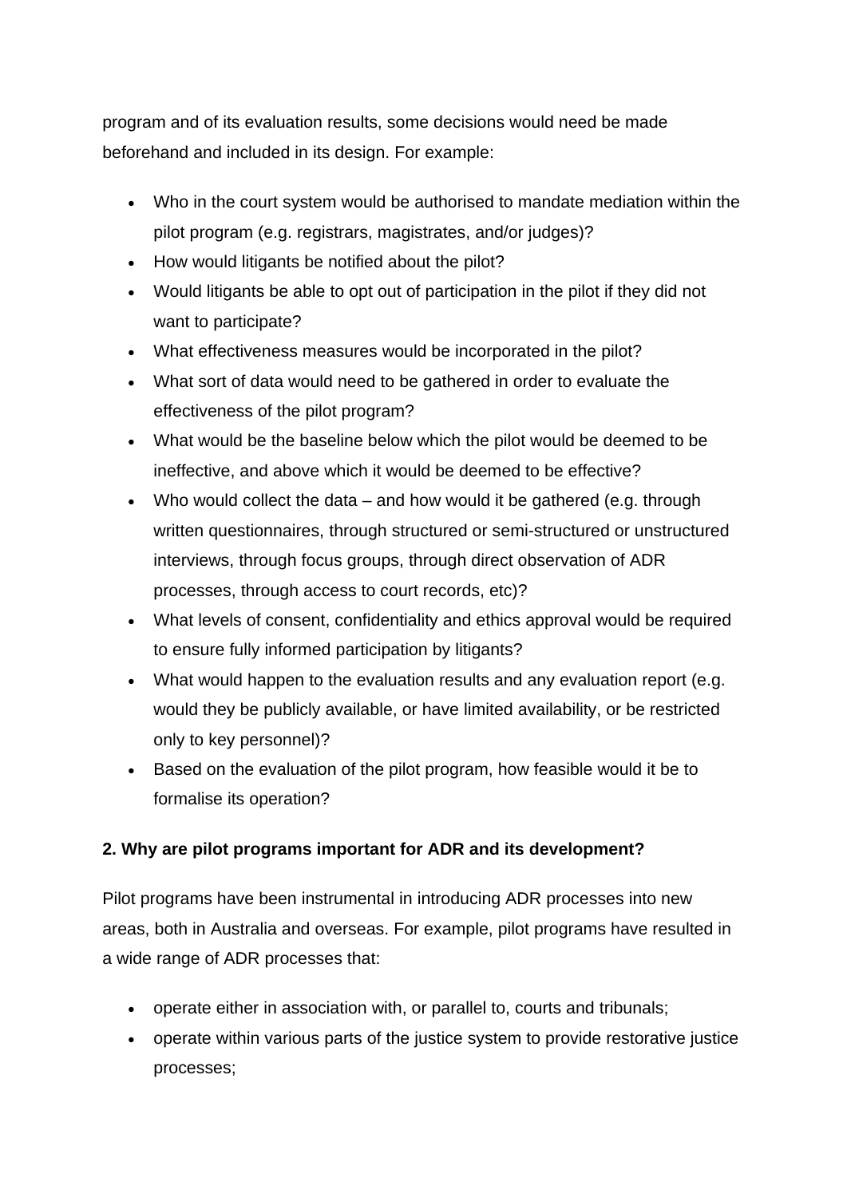program and of its evaluation results, some decisions would need be made beforehand and included in its design. For example:

- Who in the court system would be authorised to mandate mediation within the pilot program (e.g. registrars, magistrates, and/or judges)?
- How would litigants be notified about the pilot?
- Would litigants be able to opt out of participation in the pilot if they did not want to participate?
- What effectiveness measures would be incorporated in the pilot?
- What sort of data would need to be gathered in order to evaluate the effectiveness of the pilot program?
- What would be the baseline below which the pilot would be deemed to be ineffective, and above which it would be deemed to be effective?
- Who would collect the data – and how would it be gathered (e.g. through written questionnaires, through structured or semi-structured or unstructured interviews, through focus groups, through direct observation of ADR processes, through access to court records, etc)?
- What levels of consent, confidentiality and ethics approval would be required to ensure fully informed participation by litigants?
- What would happen to the evaluation results and any evaluation report (e.g. would they be publicly available, or have limited availability, or be restricted only to key personnel)?
- Based on the evaluation of the pilot program, how feasible would it be to formalise its operation?

**2. Why are pilot programs important for ADR and its development?**

Pilot programs have been instrumental in introducing ADR processes into new areas, both in Australia and overseas. For example, pilot programs have resulted in a wide range of ADR processes that:

- operate either in association with, or parallel to, courts and tribunals;
- operate within various parts of the justice system to provide restorative justice processes;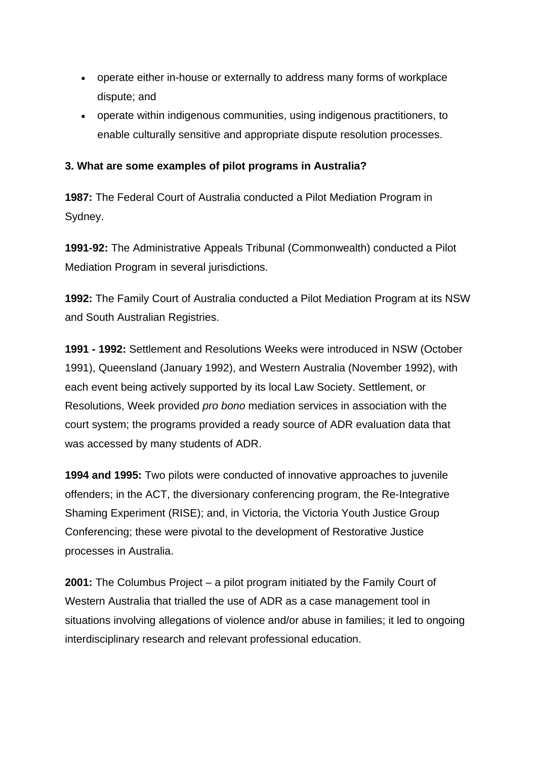- operate either in-house or externally to address many forms of workplace dispute; and
- operate within indigenous communities, using indigenous practitioners, to enable culturally sensitive and appropriate dispute resolution processes.

**3. What are some examples of pilot programs in Australia?**

**1987:** The Federal Court of Australia conducted a Pilot Mediation Program in Sydney.

**1991-92:** The Administrative Appeals Tribunal (Commonwealth) conducted a Pilot Mediation Program in several jurisdictions.

**1992:** The Family Court of Australia conducted a Pilot Mediation Program at its NSW and South Australian Registries.

**1991 - 1992:** Settlement and Resolutions Weeks were introduced in NSW (October 1991), Queensland (January 1992), and Western Australia (November 1992), with each event being actively supported by its local Law Society. Settlement, or Resolutions, Week provided *pro bono* mediation services in association with the court system; the programs provided a ready source of ADR evaluation data that was accessed by many students of ADR.

**1994 and 1995:** Two pilots were conducted of innovative approaches to juvenile offenders; in the ACT, the diversionary conferencing program, the Re-Integrative Shaming Experiment (RISE); and, in Victoria, the Victoria Youth Justice Group Conferencing; these were pivotal to the development of Restorative Justice processes in Australia.

**2001:** The Columbus Project – a pilot program initiated by the Family Court of Western Australia that trialled the use of ADR as a case management tool in situations involving allegations of violence and/or abuse in families; it led to ongoing interdisciplinary research and relevant professional education.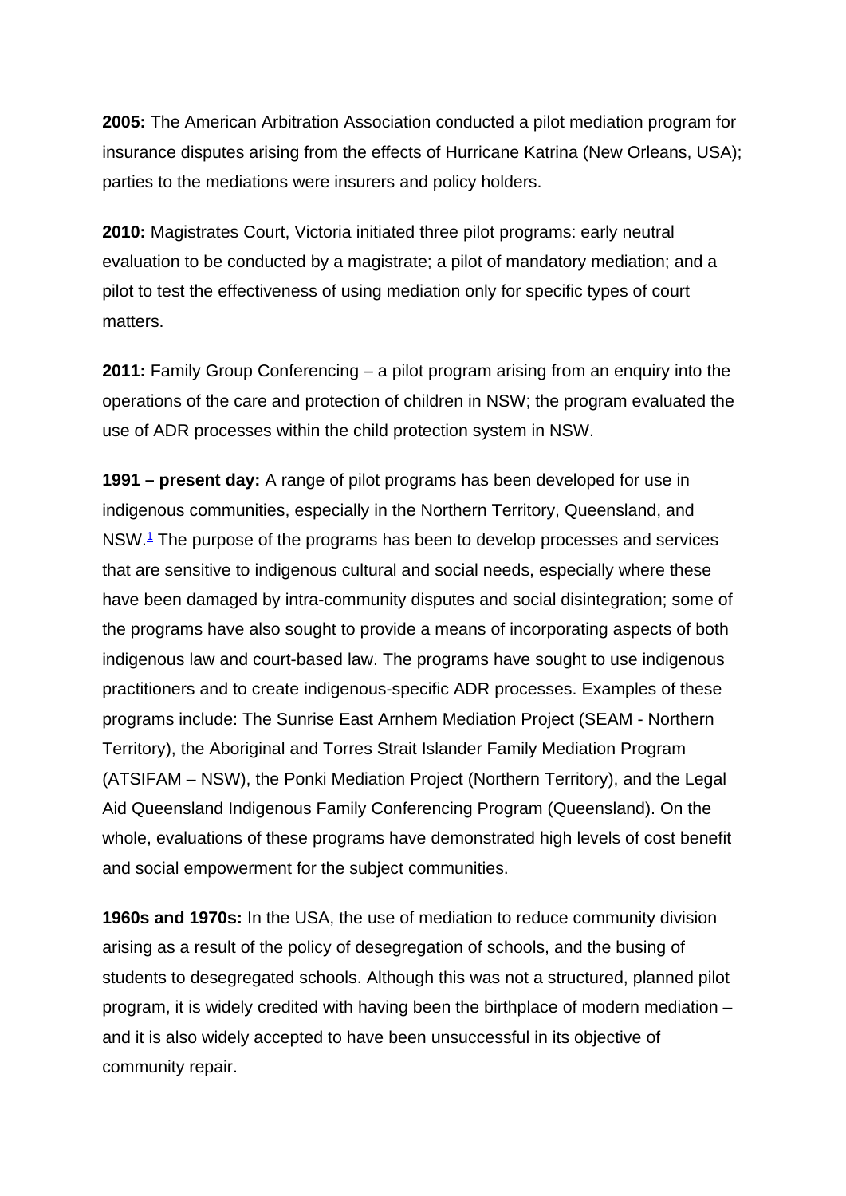**2005:** The American Arbitration Association conducted a pilot mediation program for insurance disputes arising from the effects of Hurricane Katrina (New Orleans, USA); parties to the mediations were insurers and policy holders.

**2010:** Magistrates Court, Victoria initiated three pilot programs: early neutral evaluation to be conducted by a magistrate; a pilot of mandatory mediation; and a pilot to test the effectiveness of using mediation only for specific types of court matters.

**2011:** Family Group Conferencing – a pilot program arising from an enquiry into the operations of the care and protection of children in NSW; the program evaluated the use of ADR processes within the child protection system in NSW.

**1991 – present day:** A range of pilot programs has been developed for use in indigenous communities, especially in the Northern Territory, Queensland, and NSW.[1] The purpose of the programs has been to develop processes and services that are sensitive to indigenous cultural and social needs, especially where these have been damaged by intra-community disputes and social disintegration; some of the programs have also sought to provide a means of incorporating aspects of both indigenous law and court-based law. The programs have sought to use indigenous practitioners and to create indigenous-specific ADR processes. Examples of these programs include: The Sunrise East Arnhem Mediation Project (SEAM - Northern Territory), the Aboriginal and Torres Strait Islander Family Mediation Program (ATSIFAM – NSW), the Ponki Mediation Project (Northern Territory), and the Legal Aid Queensland Indigenous Family Conferencing Program (Queensland). On the whole, evaluations of these programs have demonstrated high levels of cost benefit and social empowerment for the subject communities.

**1960s and 1970s:** In the USA, the use of mediation to reduce community division arising as a result of the policy of desegregation of schools, and the busing of students to desegregated schools. Although this was not a structured, planned pilot program, it is widely credited with having been the birthplace of modern mediation – and it is also widely accepted to have been unsuccessful in its objective of community repair.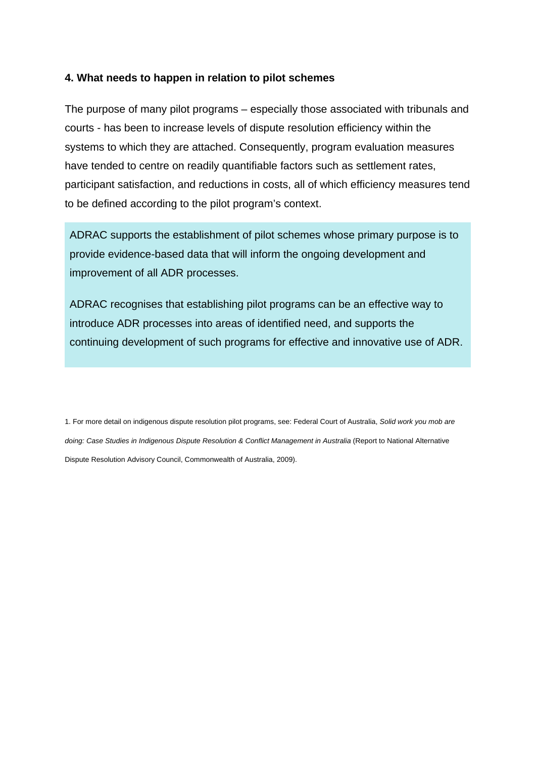**4. What needs to happen in relation to pilot schemes**

The purpose of many pilot programs – especially those associated with tribunals and courts - has been to increase levels of dispute resolution efficiency within the systems to which they are attached. Consequently, program evaluation measures have tended to centre on readily quantifiable factors such as settlement rates, participant satisfaction, and reductions in costs, all of which efficiency measures tend to be defined according to the pilot program's context.

ADRAC supports the establishment of pilot schemes whose primary purpose is to provide evidence-based data that will inform the ongoing development and improvement of all ADR processes.

ADRAC recognises that establishing pilot programs can be an effective way to introduce ADR processes into areas of identified need, and supports the continuing development of such programs for effective and innovative use of ADR.

1. For more detail on indigenous dispute resolution pilot programs, see: Federal Court of Australia, *Solid work you mob are doing: Case Studies in Indigenous Dispute Resolution & Conflict Management in Australia* (Report to National Alternative Dispute Resolution Advisory Council, Commonwealth of Australia, 2009).